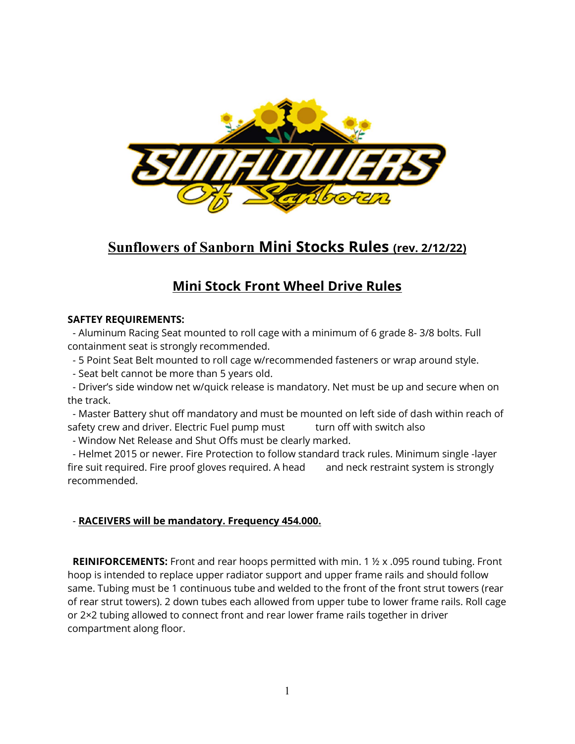# Sunflowers of Sanborn Mini Stocks Rules (rev. 2/12/22)

## Mini Stock Front Wheel Drive Rules

**SAFTEY REQUIREMENTS:**

- Aluminum Racing Seat mounted to roll cage with a minimum of 6 grade 8- 3/8 bolts. Full containment seat is strongly recommended.
- 5 Point Seat Belt mounted to roll cage w/recommended fasteners or wrap around style.
- Seat belt cannot be more than 5 years old.
- Driver's side window net w/quick release is mandatory. Net must be up and secure when on the track.
- Master Battery shut off mandatory and must be mounted on left side of dash within reach of safety crew and driver. Electric Fuel pump must turn off with switch also
- Window Net Release and Shut Offs must be clearly marked.
- Helmet 2015 or newer. Fire Protection to follow standard track rules. Minimum single -layer fire suit required. Fire proof gloves required. A head and neck restraint system is strongly recommended.

- **RACEIVERS will be mandatory. Frequency 454.000.**

**REINIFORCEMENTS:** Front and rear hoops permitted with min. 1 ½ x .095 round tubing. Front hoop is intended to replace upper radiator support and upper frame rails and should follow same. Tubing must be 1 continuous tube and welded to the front of the front strut towers (rear of rear strut towers). 2 down tubes each allowed from upper tube to lower frame rails. Roll cage or 2×2 tubing allowed to connect front and rear lower frame rails together in driver compartment along floor.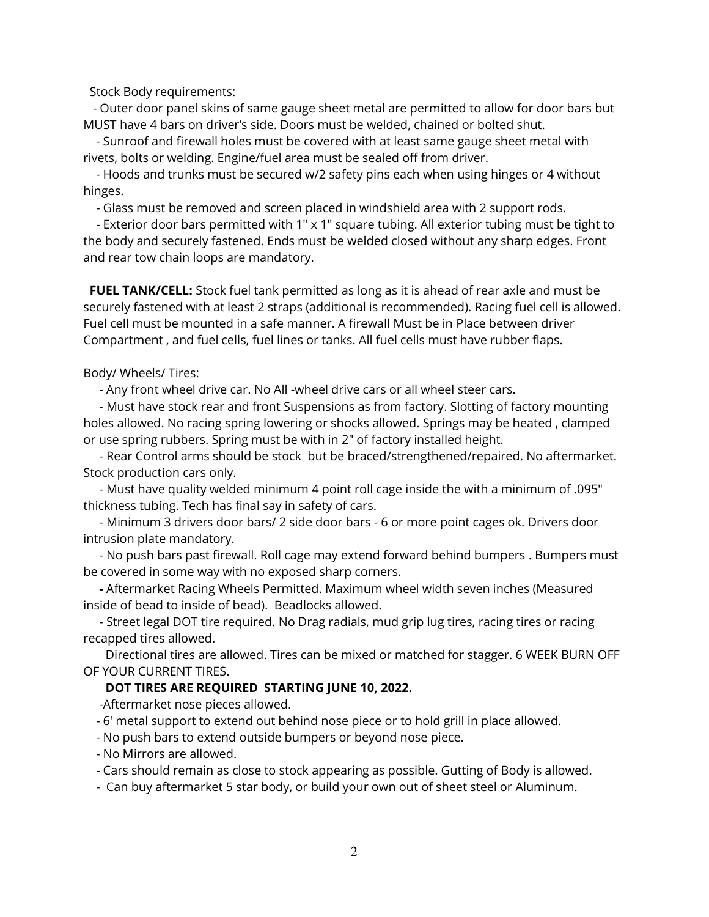Stock Body requirements:

- Outer door panel skins of same gauge sheet metal are permitted to allow for door bars but MUST have 4 bars on driver's side. Doors must be welded, chained or bolted shut.
- Sunroof and firewall holes must be covered with at least same gauge sheet metal with rivets, bolts or welding. Engine/fuel area must be sealed off from driver.
- Hoods and trunks must be secured w/2 safety pins each when using hinges or 4 without hinges.
- Glass must be removed and screen placed in windshield area with 2 support rods.
- Exterior door bars permitted with 1" x 1" square tubing. All exterior tubing must be tight to the body and securely fastened. Ends must be welded closed without any sharp edges. Front and rear tow chain loops are mandatory.

**FUEL TANK/CELL:** Stock fuel tank permitted as long as it is ahead of rear axle and must be securely fastened with at least 2 straps (additional is recommended). Racing fuel cell is allowed. Fuel cell must be mounted in a safe manner. A firewall Must be in Place between driver Compartment , and fuel cells, fuel lines or tanks. All fuel cells must have rubber flaps.

Body/ Wheels/ Tires:

- Any front wheel drive car. No All -wheel drive cars or all wheel steer cars.
- Must have stock rear and front Suspensions as from factory. Slotting of factory mounting holes allowed. No racing spring lowering or shocks allowed. Springs may be heated , clamped or use spring rubbers. Spring must be with in 2" of factory installed height.
- Rear Control arms should be stock but be braced/strengthened/repaired. No aftermarket. Stock production cars only.
- Must have quality welded minimum 4 point roll cage inside the with a minimum of .095" thickness tubing. Tech has final say in safety of cars.
- Minimum 3 drivers door bars/ 2 side door bars - 6 or more point cages ok. Drivers door intrusion plate mandatory.
- No push bars past firewall. Roll cage may extend forward behind bumpers . Bumpers must be covered in some way with no exposed sharp corners.
- Aftermarket Racing Wheels Permitted. Maximum wheel width seven inches (Measured inside of bead to inside of bead). Beadlocks allowed.
- Street legal DOT tire required. No Drag radials, mud grip lug tires, racing tires or racing recapped tires allowed.

Directional tires are allowed. Tires can be mixed or matched for stagger. 6 WEEK BURN OFF OF YOUR CURRENT TIRES.

**DOT TIRES ARE REQUIRED STARTING JUNE 10, 2022.**

- Aftermarket nose pieces allowed.
- 6' metal support to extend out behind nose piece or to hold grill in place allowed.
- No push bars to extend outside bumpers or beyond nose piece.
- No Mirrors are allowed.
- Cars should remain as close to stock appearing as possible. Gutting of Body is allowed.
- Can buy aftermarket 5 star body, or build your own out of sheet steel or Aluminum.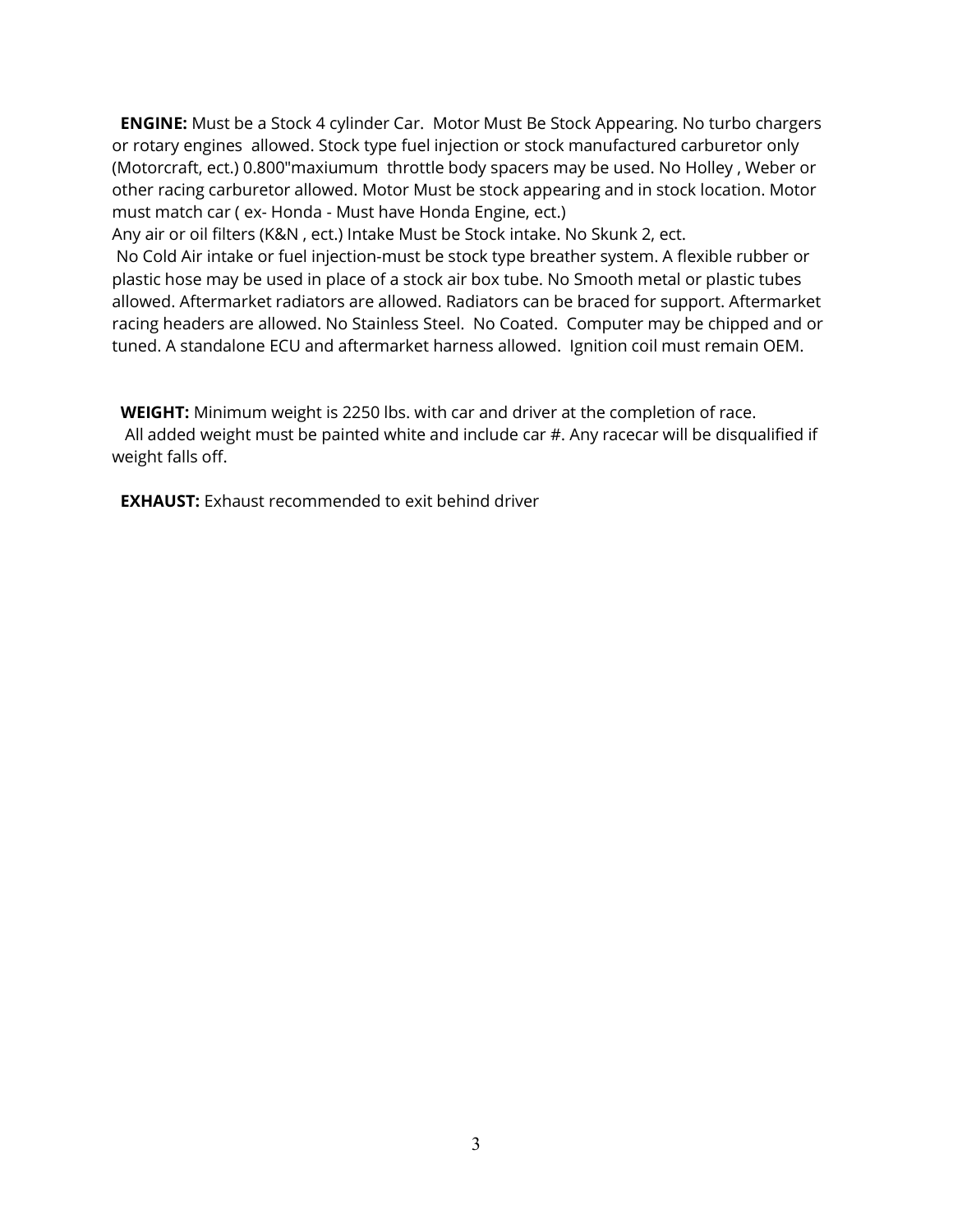**ENGINE:** Must be a Stock 4 cylinder Car. Motor Must Be Stock Appearing. No turbo chargers or rotary engines allowed. Stock type fuel injection or stock manufactured carburetor only (Motorcraft, ect.) 0.800"maxiumum throttle body spacers may be used. No Holley , Weber or other racing carburetor allowed. Motor Must be stock appearing and in stock location. Motor must match car ( ex- Honda - Must have Honda Engine, ect.)
Any air or oil filters (K&N , ect.) Intake Must be Stock intake. No Skunk 2, ect.
No Cold Air intake or fuel injection-must be stock type breather system. A flexible rubber or plastic hose may be used in place of a stock air box tube. No Smooth metal or plastic tubes allowed. Aftermarket radiators are allowed. Radiators can be braced for support. Aftermarket racing headers are allowed. No Stainless Steel. No Coated. Computer may be chipped and or tuned. A standalone ECU and aftermarket harness allowed. Ignition coil must remain OEM.

**WEIGHT:** Minimum weight is 2250 lbs. with car and driver at the completion of race.
All added weight must be painted white and include car #. Any racecar will be disqualified if weight falls off.

**EXHAUST:** Exhaust recommended to exit behind driver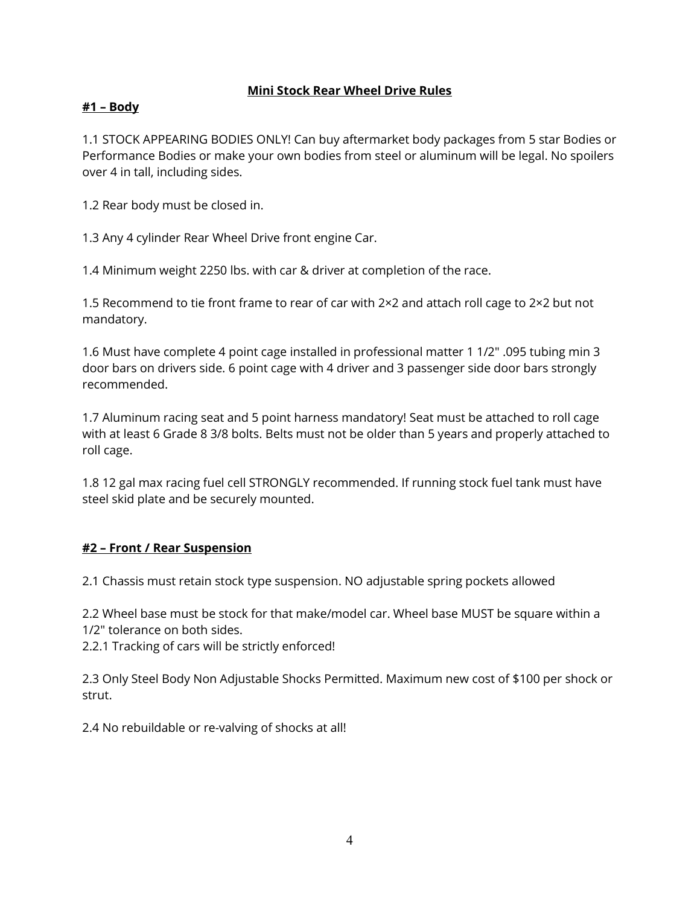# Mini Stock Rear Wheel Drive Rules

## #1 – Body

1.1 STOCK APPEARING BODIES ONLY! Can buy aftermarket body packages from 5 star Bodies or Performance Bodies or make your own bodies from steel or aluminum will be legal. No spoilers over 4 in tall, including sides.

1.2 Rear body must be closed in.

1.3 Any 4 cylinder Rear Wheel Drive front engine Car.

1.4 Minimum weight 2250 lbs. with car & driver at completion of the race.

1.5 Recommend to tie front frame to rear of car with 2×2 and attach roll cage to 2×2 but not mandatory.

1.6 Must have complete 4 point cage installed in professional matter 1 1/2" .095 tubing min 3 door bars on drivers side. 6 point cage with 4 driver and 3 passenger side door bars strongly recommended.

1.7 Aluminum racing seat and 5 point harness mandatory! Seat must be attached to roll cage with at least 6 Grade 8 3/8 bolts. Belts must not be older than 5 years and properly attached to roll cage.

1.8 12 gal max racing fuel cell STRONGLY recommended. If running stock fuel tank must have steel skid plate and be securely mounted.

## #2 – Front / Rear Suspension

2.1 Chassis must retain stock type suspension. NO adjustable spring pockets allowed

2.2 Wheel base must be stock for that make/model car. Wheel base MUST be square within a 1/2" tolerance on both sides.
2.2.1 Tracking of cars will be strictly enforced!

2.3 Only Steel Body Non Adjustable Shocks Permitted. Maximum new cost of $100 per shock or strut.

2.4 No rebuildable or re-valving of shocks at all!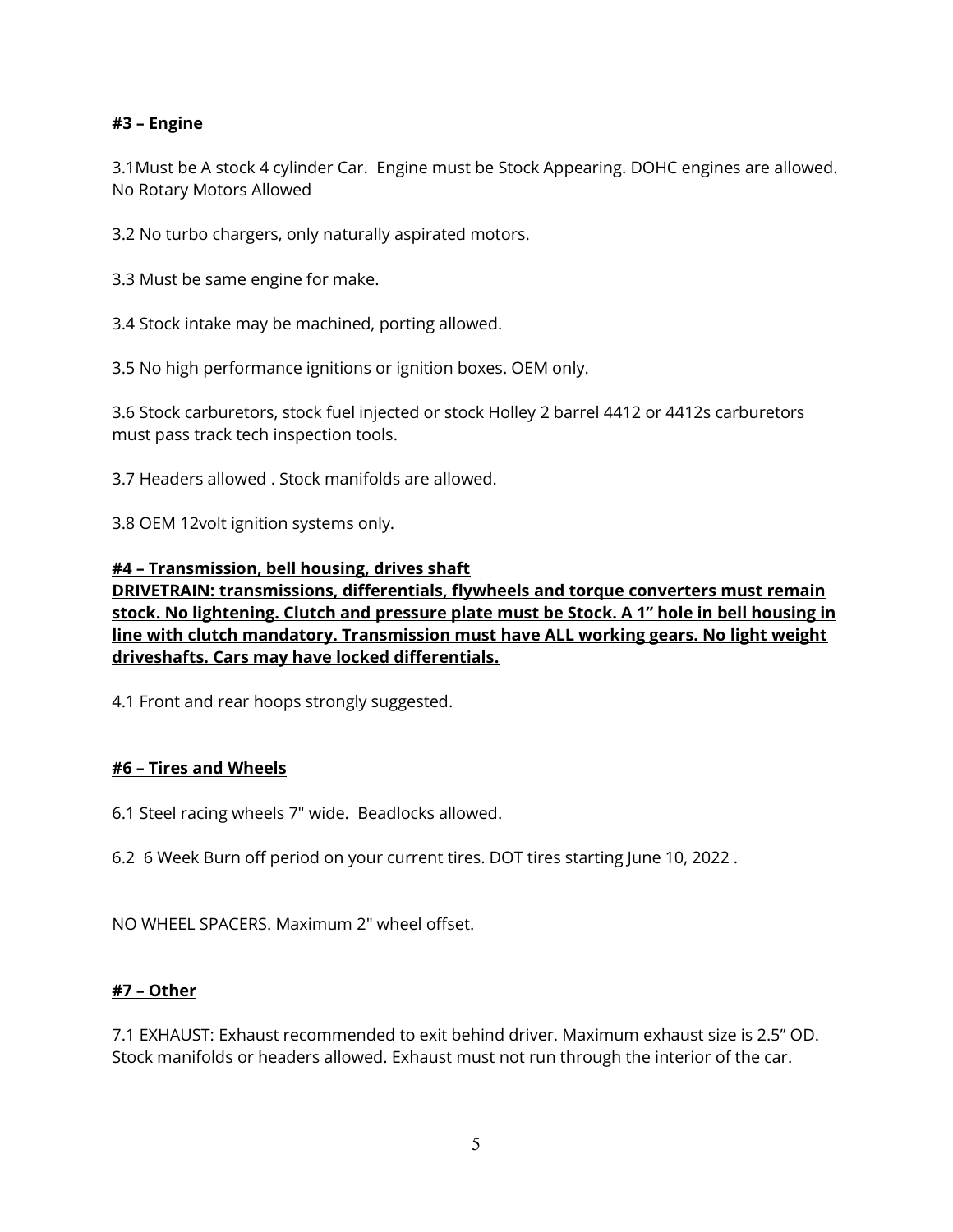**#3 – Engine**

3.1Must be A stock 4 cylinder Car.  Engine must be Stock Appearing. DOHC engines are allowed. No Rotary Motors Allowed

3.2 No turbo chargers, only naturally aspirated motors.

3.3 Must be same engine for make.

3.4 Stock intake may be machined, porting allowed.

3.5 No high performance ignitions or ignition boxes. OEM only.

3.6 Stock carburetors, stock fuel injected or stock Holley 2 barrel 4412 or 4412s carburetors must pass track tech inspection tools.

3.7 Headers allowed . Stock manifolds are allowed.

3.8 OEM 12volt ignition systems only.

**#4 – Transmission, bell housing, drives shaft**
**DRIVETRAIN: transmissions, differentials, flywheels and torque converters must remain stock. No lightening. Clutch and pressure plate must be Stock. A 1" hole in bell housing in line with clutch mandatory. Transmission must have ALL working gears. No light weight driveshafts. Cars may have locked differentials.**

4.1 Front and rear hoops strongly suggested.

**#6 – Tires and Wheels**

6.1 Steel racing wheels 7" wide.  Beadlocks allowed.

6.2  6 Week Burn off period on your current tires. DOT tires starting June 10, 2022 .

NO WHEEL SPACERS. Maximum 2" wheel offset.

**#7 – Other**

7.1 EXHAUST: Exhaust recommended to exit behind driver. Maximum exhaust size is 2.5" OD. Stock manifolds or headers allowed. Exhaust must not run through the interior of the car.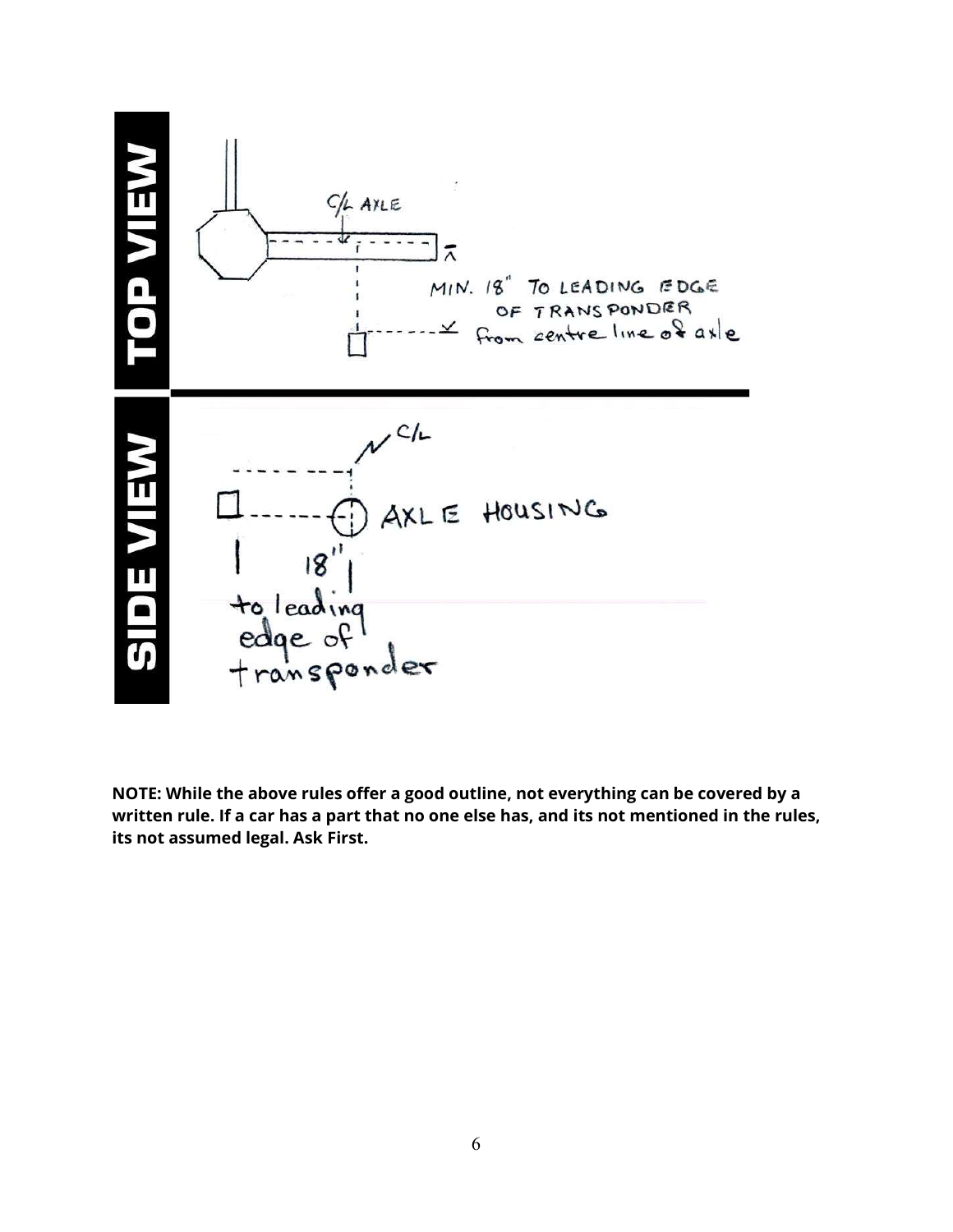TOP VIEW

C/L AXLE

MIN. 18" TO LEADING EDGE OF TRANSPONDER from centre line of axle

SIDE VIEW

C/L

AXLE HOUSING

18"

to leading edge of transponder

**NOTE: While the above rules offer a good outline, not everything can be covered by a written rule. If a car has a part that no one else has, and its not mentioned in the rules, its not assumed legal. Ask First.**